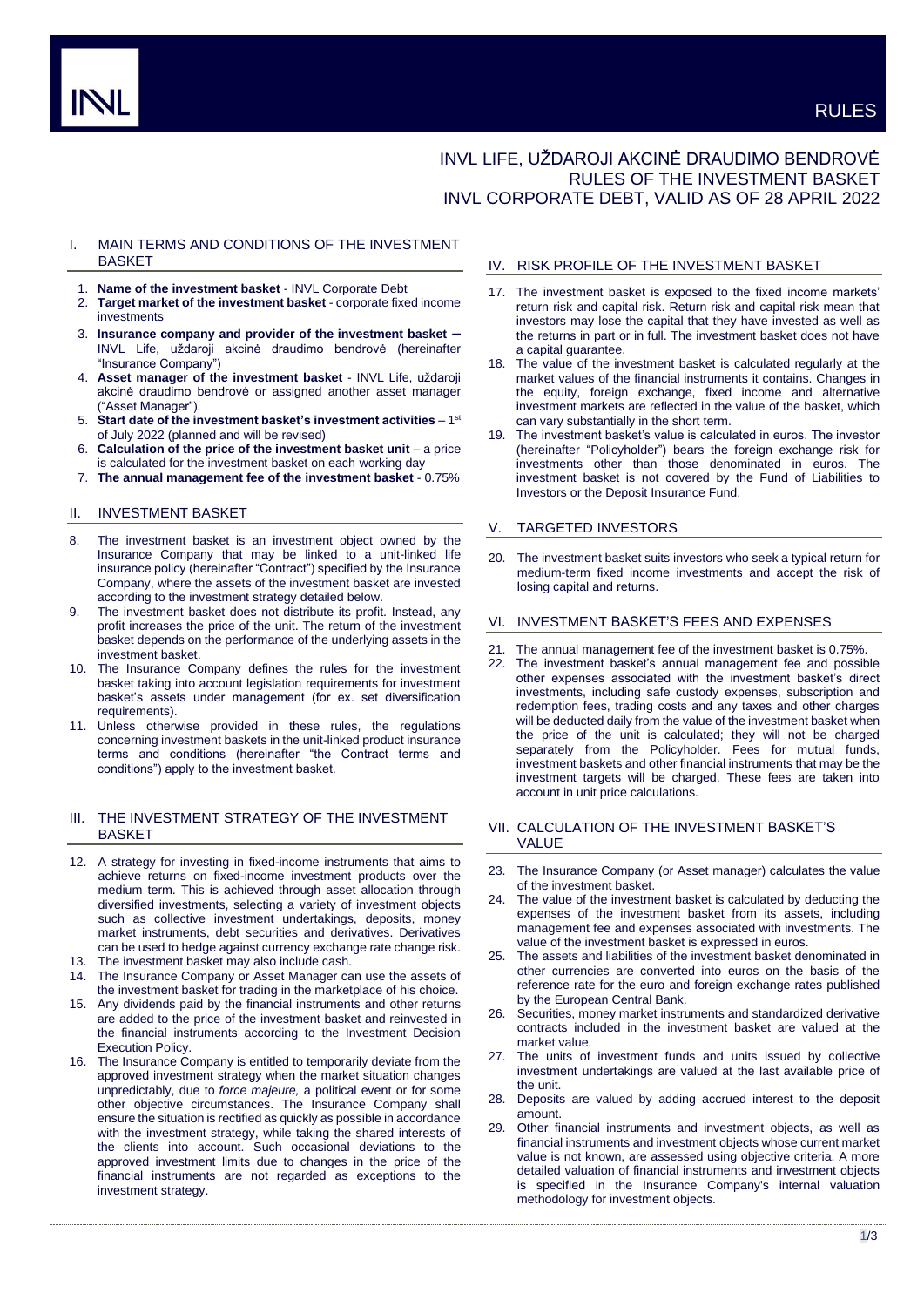# INVL LIFE, UŽDAROJI AKCINĖ DRAUDIMO BENDROVĖ RULES OF THE INVESTMENT BASKET INVL CORPORATE DEBT, VALID AS OF 28 APRIL 2022

## I. MAIN TERMS AND CONDITIONS OF THE INVESTMENT BASKET

1. **Name of the investment basket** - INVL Corporate Debt
2. **Target market of the investment basket** - corporate fixed income investments
3. **Insurance company and provider of the investment basket** – INVL Life, uždaroji akcinė draudimo bendrovė (hereinafter "Insurance Company")
4. **Asset manager of the investment basket** - INVL Life, uždaroji akcinė draudimo bendrovė or assigned another asset manager ("Asset Manager").
5. **Start date of the investment basket's investment activities** – 1st of July 2022 (planned and will be revised)
6. **Calculation of the price of the investment basket unit** – a price is calculated for the investment basket on each working day
7. **The annual management fee of the investment basket** - 0.75%

## II. INVESTMENT BASKET

8. The investment basket is an investment object owned by the Insurance Company that may be linked to a unit-linked life insurance policy (hereinafter "Contract") specified by the Insurance Company, where the assets of the investment basket are invested according to the investment strategy detailed below.
9. The investment basket does not distribute its profit. Instead, any profit increases the price of the unit. The return of the investment basket depends on the performance of the underlying assets in the investment basket.
10. The Insurance Company defines the rules for the investment basket taking into account legislation requirements for investment basket's assets under management (for ex. set diversification requirements).
11. Unless otherwise provided in these rules, the regulations concerning investment baskets in the unit-linked product insurance terms and conditions (hereinafter "the Contract terms and conditions") apply to the investment basket.

## III. THE INVESTMENT STRATEGY OF THE INVESTMENT BASKET

12. A strategy for investing in fixed-income instruments that aims to achieve returns on fixed-income investment products over the medium term. This is achieved through asset allocation through diversified investments, selecting a variety of investment objects such as collective investment undertakings, deposits, money market instruments, debt securities and derivatives. Derivatives can be used to hedge against currency exchange rate change risk.
13. The investment basket may also include cash.
14. The Insurance Company or Asset Manager can use the assets of the investment basket for trading in the marketplace of his choice.
15. Any dividends paid by the financial instruments and other returns are added to the price of the investment basket and reinvested in the financial instruments according to the Investment Decision Execution Policy.
16. The Insurance Company is entitled to temporarily deviate from the approved investment strategy when the market situation changes unpredictably, due to *force majeure,* a political event or for some other objective circumstances. The Insurance Company shall ensure the situation is rectified as quickly as possible in accordance with the investment strategy, while taking the shared interests of the clients into account. Such occasional deviations to the approved investment limits due to changes in the price of the financial instruments are not regarded as exceptions to the investment strategy.

## IV. RISK PROFILE OF THE INVESTMENT BASKET

17. The investment basket is exposed to the fixed income markets' return risk and capital risk. Return risk and capital risk mean that investors may lose the capital that they have invested as well as the returns in part or in full. The investment basket does not have a capital guarantee.
18. The value of the investment basket is calculated regularly at the market values of the financial instruments it contains. Changes in the equity, foreign exchange, fixed income and alternative investment markets are reflected in the value of the basket, which can vary substantially in the short term.
19. The investment basket's value is calculated in euros. The investor (hereinafter "Policyholder") bears the foreign exchange risk for investments other than those denominated in euros. The investment basket is not covered by the Fund of Liabilities to Investors or the Deposit Insurance Fund.

## V. TARGETED INVESTORS

20. The investment basket suits investors who seek a typical return for medium-term fixed income investments and accept the risk of losing capital and returns.

## VI. INVESTMENT BASKET'S FEES AND EXPENSES

21. The annual management fee of the investment basket is 0.75%.
22. The investment basket's annual management fee and possible other expenses associated with the investment basket's direct investments, including safe custody expenses, subscription and redemption fees, trading costs and any taxes and other charges will be deducted daily from the value of the investment basket when the price of the unit is calculated; they will not be charged separately from the Policyholder. Fees for mutual funds, investment baskets and other financial instruments that may be the investment targets will be charged. These fees are taken into account in unit price calculations.

## VII. CALCULATION OF THE INVESTMENT BASKET'S VALUE

23. The Insurance Company (or Asset manager) calculates the value of the investment basket.
24. The value of the investment basket is calculated by deducting the expenses of the investment basket from its assets, including management fee and expenses associated with investments. The value of the investment basket is expressed in euros.
25. The assets and liabilities of the investment basket denominated in other currencies are converted into euros on the basis of the reference rate for the euro and foreign exchange rates published by the European Central Bank.
26. Securities, money market instruments and standardized derivative contracts included in the investment basket are valued at the market value.
27. The units of investment funds and units issued by collective investment undertakings are valued at the last available price of the unit.
28. Deposits are valued by adding accrued interest to the deposit amount.
29. Other financial instruments and investment objects, as well as financial instruments and investment objects whose current market value is not known, are assessed using objective criteria. A more detailed valuation of financial instruments and investment objects is specified in the Insurance Company's internal valuation methodology for investment objects.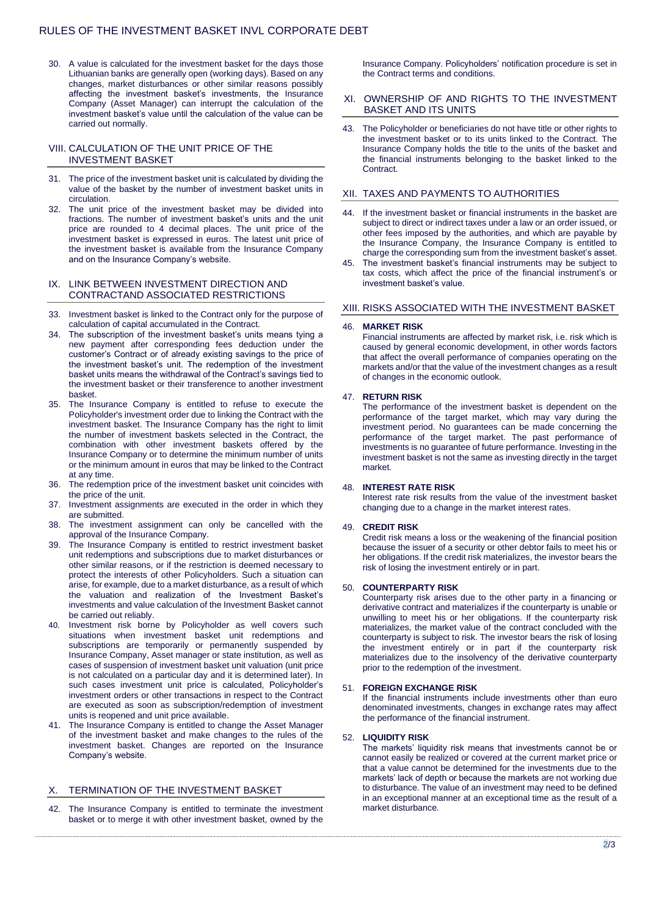30. A value is calculated for the investment basket for the days those Lithuanian banks are generally open (working days). Based on any changes, market disturbances or other similar reasons possibly affecting the investment basket's investments, the Insurance Company (Asset Manager) can interrupt the calculation of the investment basket's value until the calculation of the value can be carried out normally.

## VIII. CALCULATION OF THE UNIT PRICE OF THE INVESTMENT BASKET

31. The price of the investment basket unit is calculated by dividing the value of the basket by the number of investment basket units in circulation.
32. The unit price of the investment basket may be divided into fractions. The number of investment basket's units and the unit price are rounded to 4 decimal places. The unit price of the investment basket is expressed in euros. The latest unit price of the investment basket is available from the Insurance Company and on the Insurance Company's website.

## IX. LINK BETWEEN INVESTMENT DIRECTION AND CONTRACTAND ASSOCIATED RESTRICTIONS

33. Investment basket is linked to the Contract only for the purpose of calculation of capital accumulated in the Contract.
34. The subscription of the investment basket's units means tying a new payment after corresponding fees deduction under the customer's Contract or of already existing savings to the price of the investment basket's unit. The redemption of the investment basket units means the withdrawal of the Contract's savings tied to the investment basket or their transference to another investment basket.
35. The Insurance Company is entitled to refuse to execute the Policyholder's investment order due to linking the Contract with the investment basket. The Insurance Company has the right to limit the number of investment baskets selected in the Contract, the combination with other investment baskets offered by the Insurance Company or to determine the minimum number of units or the minimum amount in euros that may be linked to the Contract at any time.
36. The redemption price of the investment basket unit coincides with the price of the unit.
37. Investment assignments are executed in the order in which they are submitted.
38. The investment assignment can only be cancelled with the approval of the Insurance Company.
39. The Insurance Company is entitled to restrict investment basket unit redemptions and subscriptions due to market disturbances or other similar reasons, or if the restriction is deemed necessary to protect the interests of other Policyholders. Such a situation can arise, for example, due to a market disturbance, as a result of which the valuation and realization of the Investment Basket's investments and value calculation of the Investment Basket cannot be carried out reliably.
40. Investment risk borne by Policyholder as well covers such situations when investment basket unit redemptions and subscriptions are temporarily or permanently suspended by Insurance Company, Asset manager or state institution, as well as cases of suspension of investment basket unit valuation (unit price is not calculated on a particular day and it is determined later). In such cases investment unit price is calculated, Policyholder's investment orders or other transactions in respect to the Contract are executed as soon as subscription/redemption of investment units is reopened and unit price available.
41. The Insurance Company is entitled to change the Asset Manager of the investment basket and make changes to the rules of the investment basket. Changes are reported on the Insurance Company's website.

## X. TERMINATION OF THE INVESTMENT BASKET

42. The Insurance Company is entitled to terminate the investment basket or to merge it with other investment basket, owned by the Insurance Company. Policyholders' notification procedure is set in the Contract terms and conditions.

## XI. OWNERSHIP OF AND RIGHTS TO THE INVESTMENT BASKET AND ITS UNITS

43. The Policyholder or beneficiaries do not have title or other rights to the investment basket or to its units linked to the Contract. The Insurance Company holds the title to the units of the basket and the financial instruments belonging to the basket linked to the Contract.

## XII. TAXES AND PAYMENTS TO AUTHORITIES

44. If the investment basket or financial instruments in the basket are subject to direct or indirect taxes under a law or an order issued, or other fees imposed by the authorities, and which are payable by the Insurance Company, the Insurance Company is entitled to charge the corresponding sum from the investment basket's asset.
45. The investment basket's financial instruments may be subject to tax costs, which affect the price of the financial instrument's or investment basket's value.

## XIII. RISKS ASSOCIATED WITH THE INVESTMENT BASKET

46. **MARKET RISK**

    Financial instruments are affected by market risk, i.e. risk which is caused by general economic development, in other words factors that affect the overall performance of companies operating on the markets and/or that the value of the investment changes as a result of changes in the economic outlook.

47. **RETURN RISK**

    The performance of the investment basket is dependent on the performance of the target market, which may vary during the investment period. No guarantees can be made concerning the performance of the target market. The past performance of investments is no guarantee of future performance. Investing in the investment basket is not the same as investing directly in the target market.

48. **INTEREST RATE RISK**

    Interest rate risk results from the value of the investment basket changing due to a change in the market interest rates.

49. **CREDIT RISK**

    Credit risk means a loss or the weakening of the financial position because the issuer of a security or other debtor fails to meet his or her obligations. If the credit risk materializes, the investor bears the risk of losing the investment entirely or in part.

50. **COUNTERPARTY RISK**

    Counterparty risk arises due to the other party in a financing or derivative contract and materializes if the counterparty is unable or unwilling to meet his or her obligations. If the counterparty risk materializes, the market value of the contract concluded with the counterparty is subject to risk. The investor bears the risk of losing the investment entirely or in part if the counterparty risk materializes due to the insolvency of the derivative counterparty prior to the redemption of the investment.

51. **FOREIGN EXCHANGE RISK**

    If the financial instruments include investments other than euro denominated investments, changes in exchange rates may affect the performance of the financial instrument.

52. **LIQUIDITY RISK**

    The markets' liquidity risk means that investments cannot be or cannot easily be realized or covered at the current market price or that a value cannot be determined for the investments due to the markets' lack of depth or because the markets are not working due to disturbance. The value of an investment may need to be defined in an exceptional manner at an exceptional time as the result of a market disturbance.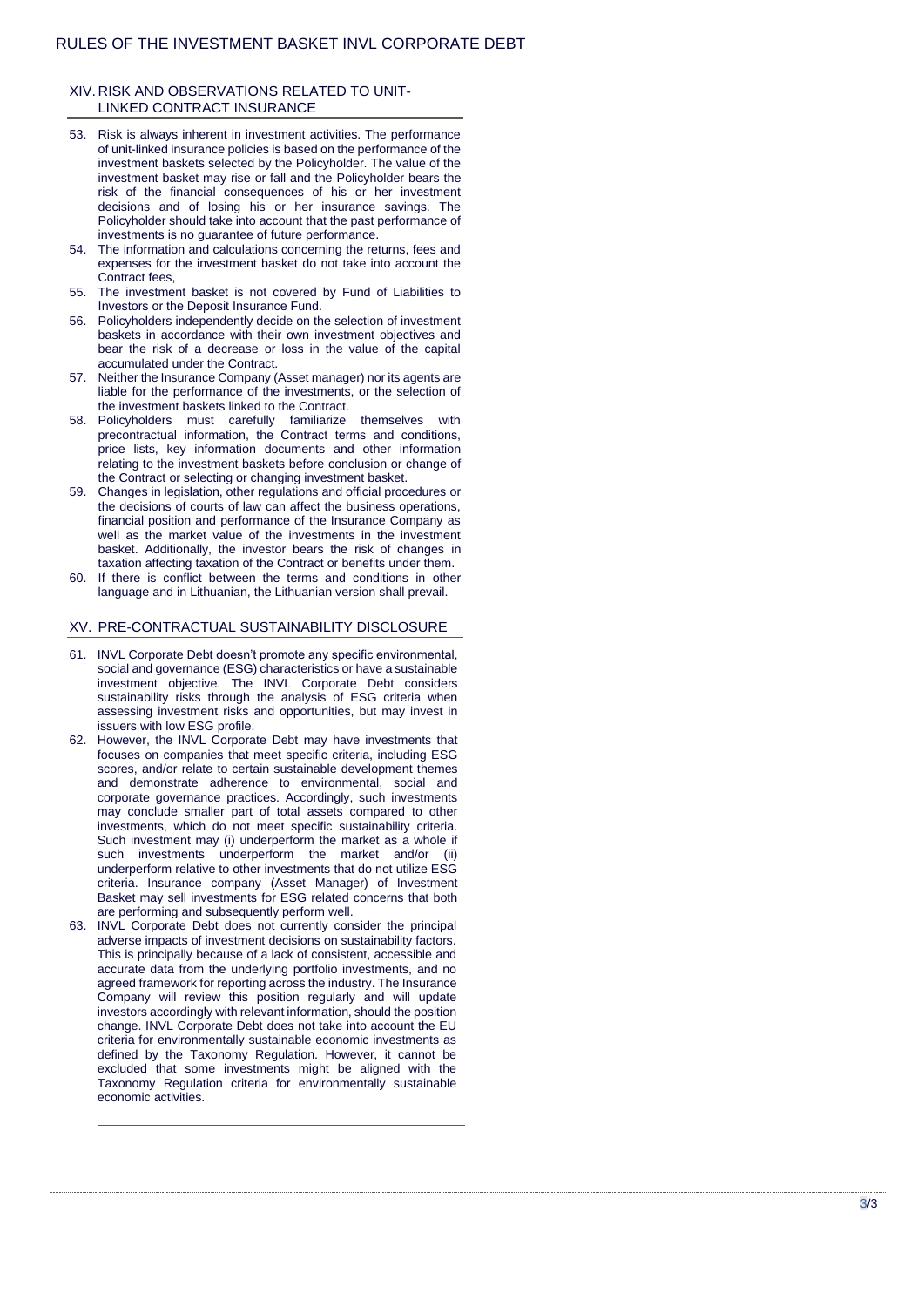## XIV. RISK AND OBSERVATIONS RELATED TO UNIT-LINKED CONTRACT INSURANCE

53. Risk is always inherent in investment activities. The performance of unit-linked insurance policies is based on the performance of the investment baskets selected by the Policyholder. The value of the investment basket may rise or fall and the Policyholder bears the risk of the financial consequences of his or her investment decisions and of losing his or her insurance savings. The Policyholder should take into account that the past performance of investments is no guarantee of future performance.
54. The information and calculations concerning the returns, fees and expenses for the investment basket do not take into account the Contract fees,
55. The investment basket is not covered by Fund of Liabilities to Investors or the Deposit Insurance Fund.
56. Policyholders independently decide on the selection of investment baskets in accordance with their own investment objectives and bear the risk of a decrease or loss in the value of the capital accumulated under the Contract.
57. Neither the Insurance Company (Asset manager) nor its agents are liable for the performance of the investments, or the selection of the investment baskets linked to the Contract.
58. Policyholders must carefully familiarize themselves with precontractual information, the Contract terms and conditions, price lists, key information documents and other information relating to the investment baskets before conclusion or change of the Contract or selecting or changing investment basket.
59. Changes in legislation, other regulations and official procedures or the decisions of courts of law can affect the business operations, financial position and performance of the Insurance Company as well as the market value of the investments in the investment basket. Additionally, the investor bears the risk of changes in taxation affecting taxation of the Contract or benefits under them.
60. If there is conflict between the terms and conditions in other language and in Lithuanian, the Lithuanian version shall prevail.

## XV. PRE-CONTRACTUAL SUSTAINABILITY DISCLOSURE

61. INVL Corporate Debt doesn't promote any specific environmental, social and governance (ESG) characteristics or have a sustainable investment objective. The INVL Corporate Debt considers sustainability risks through the analysis of ESG criteria when assessing investment risks and opportunities, but may invest in issuers with low ESG profile.
62. However, the INVL Corporate Debt may have investments that focuses on companies that meet specific criteria, including ESG scores, and/or relate to certain sustainable development themes and demonstrate adherence to environmental, social and corporate governance practices. Accordingly, such investments may conclude smaller part of total assets compared to other investments, which do not meet specific sustainability criteria. Such investment may (i) underperform the market as a whole if such investments underperform the market and/or (ii) underperform relative to other investments that do not utilize ESG criteria. Insurance company (Asset Manager) of Investment Basket may sell investments for ESG related concerns that both are performing and subsequently perform well.
63. INVL Corporate Debt does not currently consider the principal adverse impacts of investment decisions on sustainability factors. This is principally because of a lack of consistent, accessible and accurate data from the underlying portfolio investments, and no agreed framework for reporting across the industry. The Insurance Company will review this position regularly and will update investors accordingly with relevant information, should the position change. INVL Corporate Debt does not take into account the EU criteria for environmentally sustainable economic investments as defined by the Taxonomy Regulation. However, it cannot be excluded that some investments might be aligned with the Taxonomy Regulation criteria for environmentally sustainable economic activities.